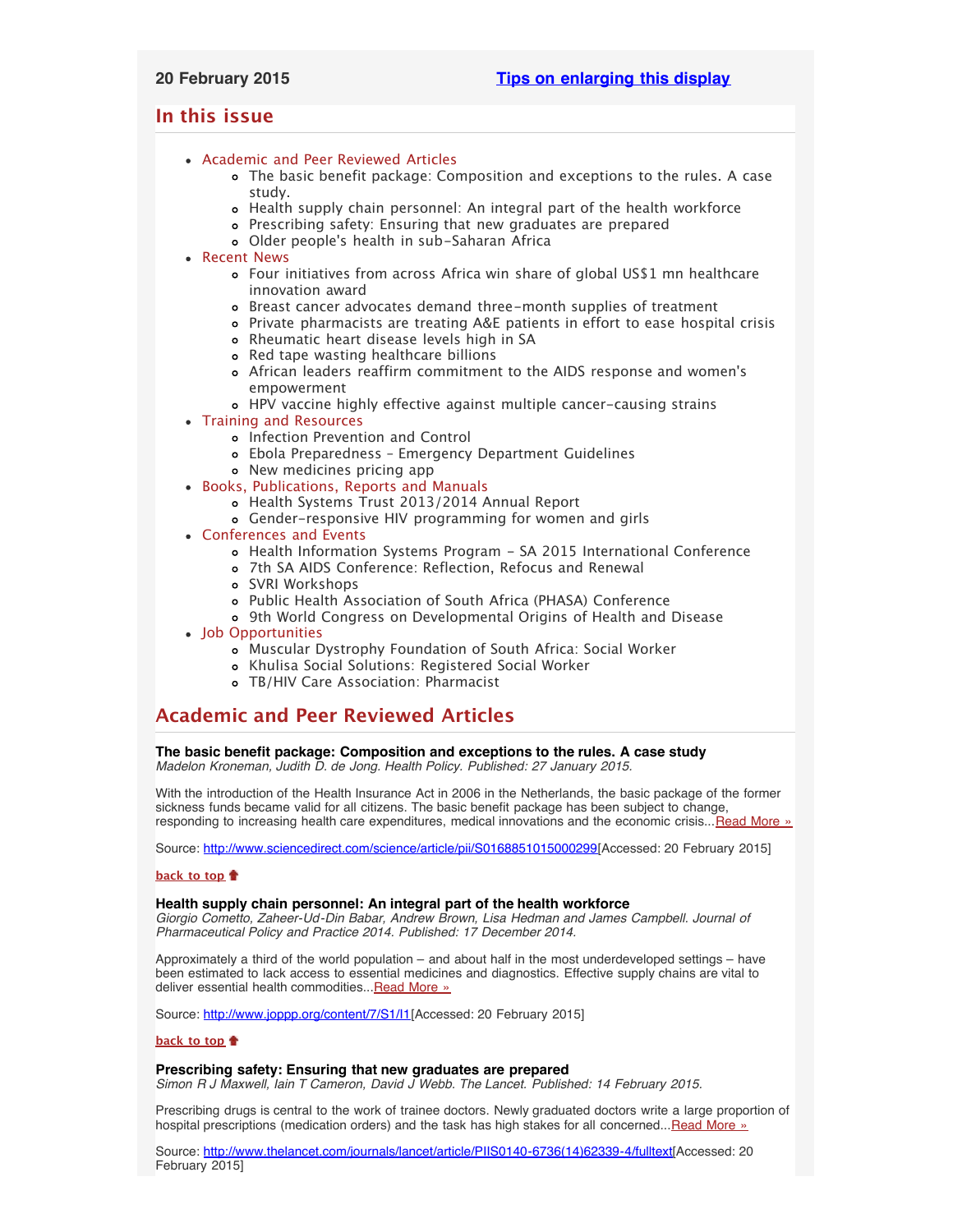**20 February 2015** [Tips on enlarging this display]

## In this issue

- Academic and Peer Reviewed Articles
  - The basic benefit package: Composition and exceptions to the rules. A case study.
  - Health supply chain personnel: An integral part of the health workforce
  - Prescribing safety: Ensuring that new graduates are prepared
  - Older people's health in sub-Saharan Africa
- Recent News
  - Four initiatives from across Africa win share of global US$1 mn healthcare innovation award
  - Breast cancer advocates demand three-month supplies of treatment
  - Private pharmacists are treating A&E patients in effort to ease hospital crisis
  - Rheumatic heart disease levels high in SA
  - Red tape wasting healthcare billions
  - African leaders reaffirm commitment to the AIDS response and women's empowerment
  - HPV vaccine highly effective against multiple cancer-causing strains
- Training and Resources
  - Infection Prevention and Control
  - Ebola Preparedness - Emergency Department Guidelines
  - New medicines pricing app
- Books, Publications, Reports and Manuals
  - Health Systems Trust 2013/2014 Annual Report
  - Gender-responsive HIV programming for women and girls
- Conferences and Events
  - Health Information Systems Program - SA 2015 International Conference
  - 7th SA AIDS Conference: Reflection, Refocus and Renewal
  - SVRI Workshops
  - Public Health Association of South Africa (PHASA) Conference
  - 9th World Congress on Developmental Origins of Health and Disease
- Job Opportunities
  - Muscular Dystrophy Foundation of South Africa: Social Worker
  - Khulisa Social Solutions: Registered Social Worker
  - TB/HIV Care Association: Pharmacist

## Academic and Peer Reviewed Articles

**The basic benefit package: Composition and exceptions to the rules. A case study**
*Madelon Kroneman, Judith D. de Jong. Health Policy. Published: 27 January 2015.*

With the introduction of the Health Insurance Act in 2006 in the Netherlands, the basic package of the former sickness funds became valid for all citizens. The basic benefit package has been subject to change, responding to increasing health care expenditures, medical innovations and the economic crisis...Read More »

Source: http://www.sciencedirect.com/science/article/pii/S0168851015000299[Accessed: 20 February 2015]

back to top

**Health supply chain personnel: An integral part of the health workforce**
*Giorgio Cometto, Zaheer-Ud-Din Babar, Andrew Brown, Lisa Hedman and James Campbell. Journal of Pharmaceutical Policy and Practice 2014. Published: 17 December 2014.*

Approximately a third of the world population – and about half in the most underdeveloped settings – have been estimated to lack access to essential medicines and diagnostics. Effective supply chains are vital to deliver essential health commodities...Read More »

Source: http://www.joppp.org/content/7/S1/I1[Accessed: 20 February 2015]

back to top

**Prescribing safety: Ensuring that new graduates are prepared**
*Simon R J Maxwell, Iain T Cameron, David J Webb. The Lancet. Published: 14 February 2015.*

Prescribing drugs is central to the work of trainee doctors. Newly graduated doctors write a large proportion of hospital prescriptions (medication orders) and the task has high stakes for all concerned...Read More »

Source: http://www.thelancet.com/journals/lancet/article/PIIS0140-6736(14)62339-4/fulltext[Accessed: 20 February 2015]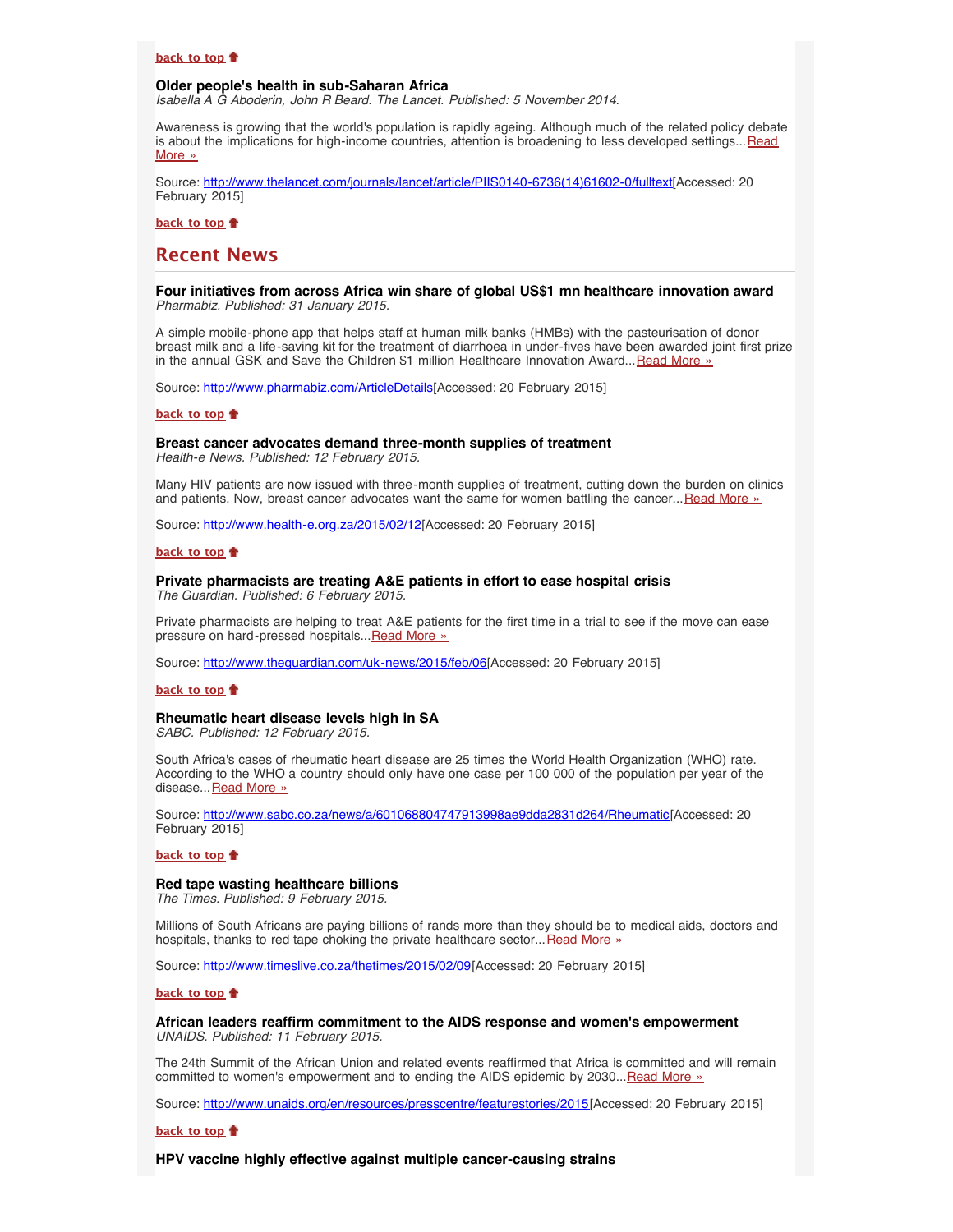[back to top](#)

**Older people's health in sub-Saharan Africa**
*Isabella A G Aboderin, John R Beard. The Lancet. Published: 5 November 2014.*

Awareness is growing that the world's population is rapidly ageing. Although much of the related policy debate is about the implications for high-income countries, attention is broadening to less developed settings...[Read More »](http://www.thelancet.com/journals/lancet/article/PIIS0140-6736(14)61602-0/fulltext)

Source: [http://www.thelancet.com/journals/lancet/article/PIIS0140-6736(14)61602-0/fulltext](http://www.thelancet.com/journals/lancet/article/PIIS0140-6736(14)61602-0/fulltext)[Accessed: 20 February 2015]

[back to top](#)

## Recent News

**Four initiatives from across Africa win share of global US$1 mn healthcare innovation award**
*Pharmabiz. Published: 31 January 2015.*

A simple mobile-phone app that helps staff at human milk banks (HMBs) with the pasteurisation of donor breast milk and a life-saving kit for the treatment of diarrhoea in under-fives have been awarded joint first prize in the annual GSK and Save the Children $1 million Healthcare Innovation Award...[Read More »](http://www.pharmabiz.com/ArticleDetails)

Source: [http://www.pharmabiz.com/ArticleDetails](http://www.pharmabiz.com/ArticleDetails)[Accessed: 20 February 2015]

[back to top](#)

**Breast cancer advocates demand three-month supplies of treatment**
*Health-e News. Published: 12 February 2015.*

Many HIV patients are now issued with three-month supplies of treatment, cutting down the burden on clinics and patients. Now, breast cancer advocates want the same for women battling the cancer...[Read More »](http://www.health-e.org.za/2015/02/12)

Source: [http://www.health-e.org.za/2015/02/12](http://www.health-e.org.za/2015/02/12)[Accessed: 20 February 2015]

[back to top](#)

**Private pharmacists are treating A&E patients in effort to ease hospital crisis**
*The Guardian. Published: 6 February 2015.*

Private pharmacists are helping to treat A&E patients for the first time in a trial to see if the move can ease pressure on hard-pressed hospitals...[Read More »](http://www.theguardian.com/uk-news/2015/feb/06)

Source: [http://www.theguardian.com/uk-news/2015/feb/06](http://www.theguardian.com/uk-news/2015/feb/06)[Accessed: 20 February 2015]

[back to top](#)

**Rheumatic heart disease levels high in SA**
*SABC. Published: 12 February 2015.*

South Africa's cases of rheumatic heart disease are 25 times the World Health Organization (WHO) rate. According to the WHO a country should only have one case per 100 000 of the population per year of the disease...[Read More »](http://www.sabc.co.za/news/a/601068804747913998ae9dda2831d264/Rheumatic)

Source: [http://www.sabc.co.za/news/a/601068804747913998ae9dda2831d264/Rheumatic](http://www.sabc.co.za/news/a/601068804747913998ae9dda2831d264/Rheumatic)[Accessed: 20 February 2015]

[back to top](#)

**Red tape wasting healthcare billions**
*The Times. Published: 9 February 2015.*

Millions of South Africans are paying billions of rands more than they should be to medical aids, doctors and hospitals, thanks to red tape choking the private healthcare sector...[Read More »](http://www.timeslive.co.za/thetimes/2015/02/09)

Source: [http://www.timeslive.co.za/thetimes/2015/02/09](http://www.timeslive.co.za/thetimes/2015/02/09)[Accessed: 20 February 2015]

[back to top](#)

**African leaders reaffirm commitment to the AIDS response and women's empowerment**
*UNAIDS. Published: 11 February 2015.*

The 24th Summit of the African Union and related events reaffirmed that Africa is committed and will remain committed to women's empowerment and to ending the AIDS epidemic by 2030...[Read More »](http://www.unaids.org/en/resources/presscentre/featurestories/2015)

Source: [http://www.unaids.org/en/resources/presscentre/featurestories/2015](http://www.unaids.org/en/resources/presscentre/featurestories/2015)[Accessed: 20 February 2015]

[back to top](#)

**HPV vaccine highly effective against multiple cancer-causing strains**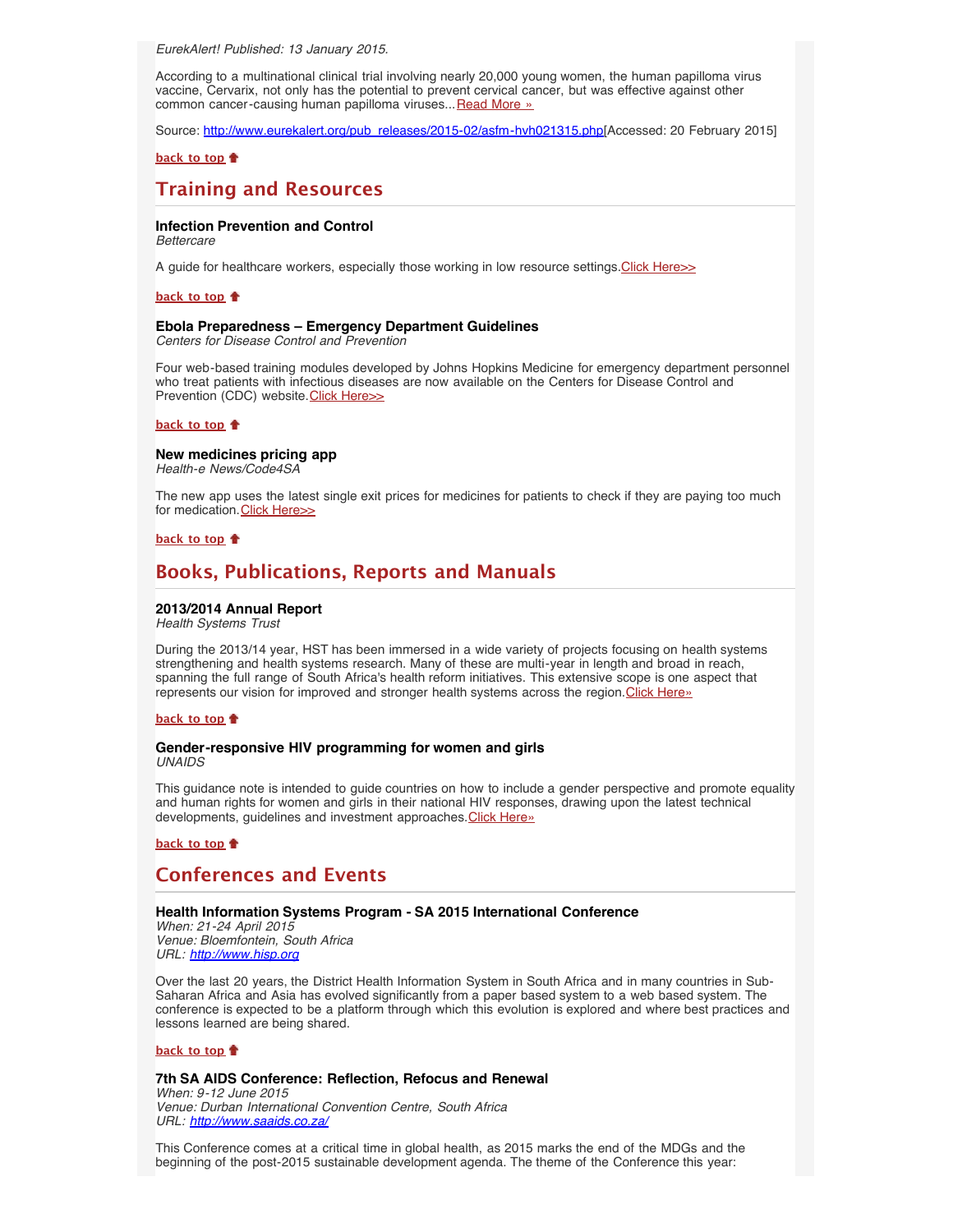*EurekAlert! Published: 13 January 2015.*

According to a multinational clinical trial involving nearly 20,000 young women, the human papilloma virus vaccine, Cervarix, not only has the potential to prevent cervical cancer, but was effective against other common cancer-causing human papilloma viruses...[Read More »](http://www.eurekalert.org/pub_releases/2015-02/asfm-hvh021315.php)

Source: [http://www.eurekalert.org/pub_releases/2015-02/asfm-hvh021315.php](http://www.eurekalert.org/pub_releases/2015-02/asfm-hvh021315.php)[Accessed: 20 February 2015]

**back to top**

## Training and Resources

**Infection Prevention and Control**
*Bettercare*

A guide for healthcare workers, especially those working in low resource settings.Click Here>>

**back to top**

**Ebola Preparedness – Emergency Department Guidelines**
*Centers for Disease Control and Prevention*

Four web-based training modules developed by Johns Hopkins Medicine for emergency department personnel who treat patients with infectious diseases are now available on the Centers for Disease Control and Prevention (CDC) website.Click Here>>

**back to top**

**New medicines pricing app**
*Health-e News/Code4SA*

The new app uses the latest single exit prices for medicines for patients to check if they are paying too much for medication.Click Here>>

**back to top**

## Books, Publications, Reports and Manuals

**2013/2014 Annual Report**
*Health Systems Trust*

During the 2013/14 year, HST has been immersed in a wide variety of projects focusing on health systems strengthening and health systems research. Many of these are multi-year in length and broad in reach, spanning the full range of South Africa's health reform initiatives. This extensive scope is one aspect that represents our vision for improved and stronger health systems across the region.Click Here»

**back to top**

**Gender-responsive HIV programming for women and girls**
*UNAIDS*

This guidance note is intended to guide countries on how to include a gender perspective and promote equality and human rights for women and girls in their national HIV responses, drawing upon the latest technical developments, guidelines and investment approaches.Click Here»

**back to top**

## Conferences and Events

**Health Information Systems Program - SA 2015 International Conference**
*When: 21-24 April 2015*
*Venue: Bloemfontein, South Africa*
*URL: [http://www.hisp.org](http://www.hisp.org)*

Over the last 20 years, the District Health Information System in South Africa and in many countries in Sub-Saharan Africa and Asia has evolved significantly from a paper based system to a web based system. The conference is expected to be a platform through which this evolution is explored and where best practices and lessons learned are being shared.

**back to top**

**7th SA AIDS Conference: Reflection, Refocus and Renewal**
*When: 9-12 June 2015*
*Venue: Durban International Convention Centre, South Africa*
*URL: [http://www.saaids.co.za/](http://www.saaids.co.za/)*

This Conference comes at a critical time in global health, as 2015 marks the end of the MDGs and the beginning of the post-2015 sustainable development agenda. The theme of the Conference this year: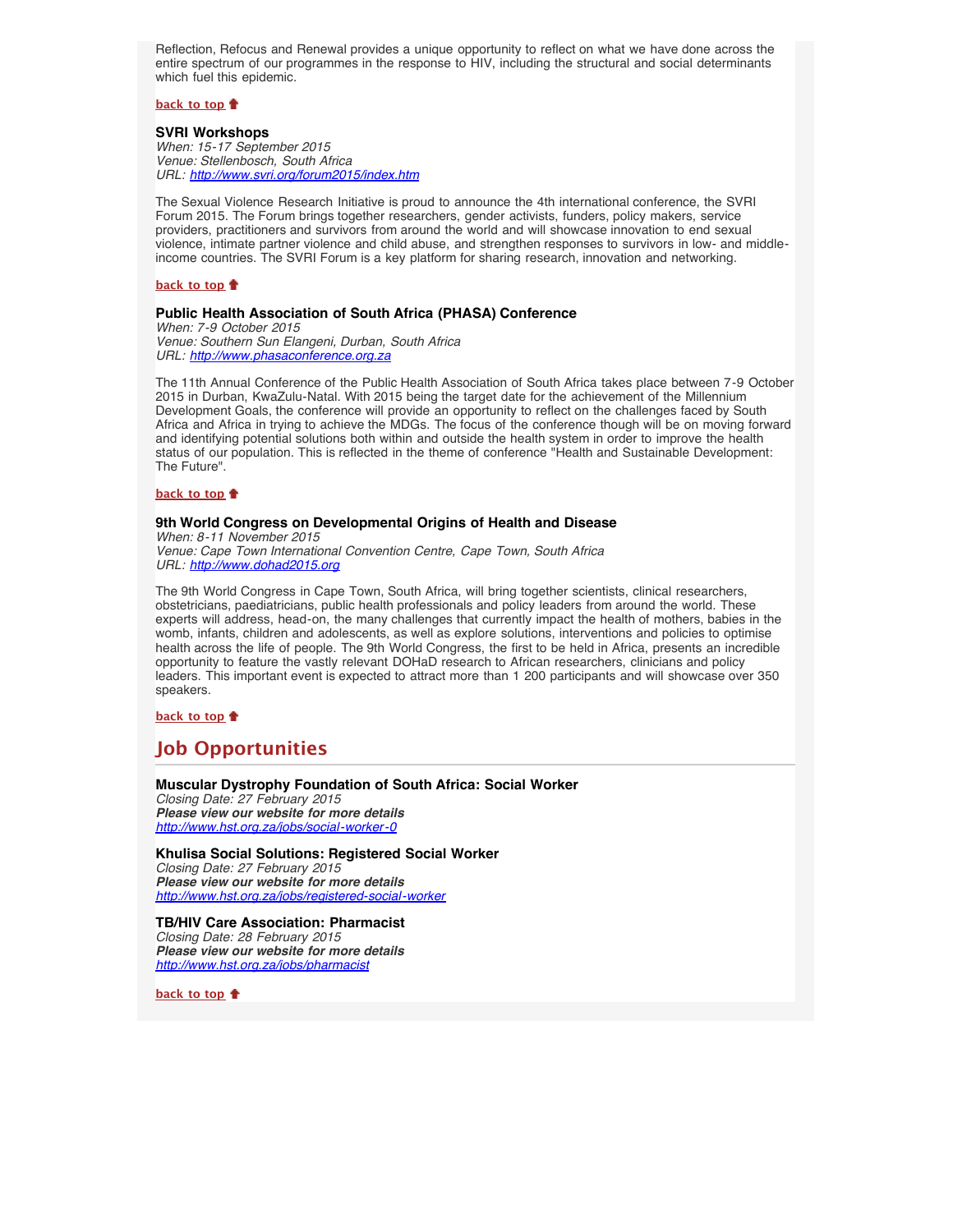Reflection, Refocus and Renewal provides a unique opportunity to reflect on what we have done across the entire spectrum of our programmes in the response to HIV, including the structural and social determinants which fuel this epidemic.

**back to top**

**SVRI Workshops**
*When: 15-17 September 2015*
*Venue: Stellenbosch, South Africa*
*URL: http://www.svri.org/forum2015/index.htm*

The Sexual Violence Research Initiative is proud to announce the 4th international conference, the SVRI Forum 2015. The Forum brings together researchers, gender activists, funders, policy makers, service providers, practitioners and survivors from around the world and will showcase innovation to end sexual violence, intimate partner violence and child abuse, and strengthen responses to survivors in low- and middle-income countries. The SVRI Forum is a key platform for sharing research, innovation and networking.

**back to top**

**Public Health Association of South Africa (PHASA) Conference**
*When: 7-9 October 2015*
*Venue: Southern Sun Elangeni, Durban, South Africa*
*URL: http://www.phasaconference.org.za*

The 11th Annual Conference of the Public Health Association of South Africa takes place between 7-9 October 2015 in Durban, KwaZulu-Natal. With 2015 being the target date for the achievement of the Millennium Development Goals, the conference will provide an opportunity to reflect on the challenges faced by South Africa and Africa in trying to achieve the MDGs. The focus of the conference though will be on moving forward and identifying potential solutions both within and outside the health system in order to improve the health status of our population. This is reflected in the theme of conference "Health and Sustainable Development: The Future".

**back to top**

**9th World Congress on Developmental Origins of Health and Disease**
*When: 8-11 November 2015*
*Venue: Cape Town International Convention Centre, Cape Town, South Africa*
*URL: http://www.dohad2015.org*

The 9th World Congress in Cape Town, South Africa, will bring together scientists, clinical researchers, obstetricians, paediatricians, public health professionals and policy leaders from around the world. These experts will address, head-on, the many challenges that currently impact the health of mothers, babies in the womb, infants, children and adolescents, as well as explore solutions, interventions and policies to optimise health across the life of people. The 9th World Congress, the first to be held in Africa, presents an incredible opportunity to feature the vastly relevant DOHaD research to African researchers, clinicians and policy leaders. This important event is expected to attract more than 1 200 participants and will showcase over 350 speakers.

**back to top**

## Job Opportunities

**Muscular Dystrophy Foundation of South Africa: Social Worker**
*Closing Date: 27 February 2015*
***Please view our website for more details***
*http://www.hst.org.za/jobs/social-worker-0*

**Khulisa Social Solutions: Registered Social Worker**
*Closing Date: 27 February 2015*
***Please view our website for more details***
*http://www.hst.org.za/jobs/registered-social-worker*

**TB/HIV Care Association: Pharmacist**
*Closing Date: 28 February 2015*
***Please view our website for more details***
*http://www.hst.org.za/jobs/pharmacist*

**back to top**